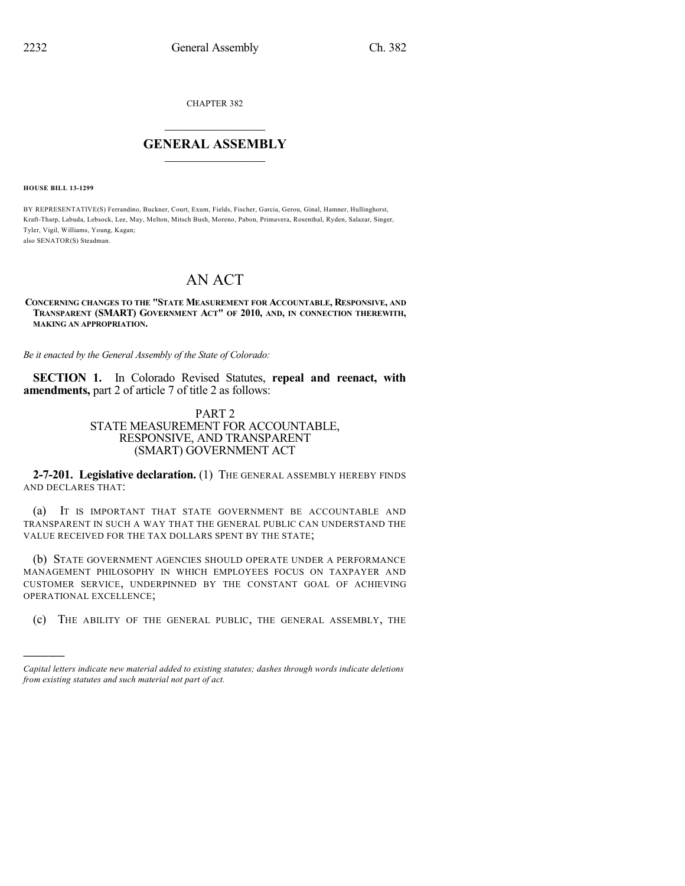CHAPTER 382

# GENERAL ASSEMBLY

**HOUSE BILL 13-1299**

BY REPRESENTATIVE(S) Ferrandino, Buckner, Court, Exum, Fields, Fischer, Garcia, Gerou, Ginal, Hamner, Hullinghorst, Kraft-Tharp, Labuda, Lebsock, Lee, May, Melton, Mitsch Bush, Moreno, Pabon, Primavera, Rosenthal, Ryden, Salazar, Singer, Tyler, Vigil, Williams, Young, Kagan;
also SENATOR(S) Steadman.

# AN ACT

**CONCERNING CHANGES TO THE "STATE MEASUREMENT FOR ACCOUNTABLE, RESPONSIVE, AND TRANSPARENT (SMART) GOVERNMENT ACT" OF 2010, AND, IN CONNECTION THEREWITH, MAKING AN APPROPRIATION.**

*Be it enacted by the General Assembly of the State of Colorado:*

**SECTION 1.** In Colorado Revised Statutes, **repeal and reenact, with amendments,** part 2 of article 7 of title 2 as follows:

## PART 2
## STATE MEASUREMENT FOR ACCOUNTABLE, RESPONSIVE, AND TRANSPARENT (SMART) GOVERNMENT ACT

**2-7-201. Legislative declaration.** (1) THE GENERAL ASSEMBLY HEREBY FINDS AND DECLARES THAT:

(a) IT IS IMPORTANT THAT STATE GOVERNMENT BE ACCOUNTABLE AND TRANSPARENT IN SUCH A WAY THAT THE GENERAL PUBLIC CAN UNDERSTAND THE VALUE RECEIVED FOR THE TAX DOLLARS SPENT BY THE STATE;

(b) STATE GOVERNMENT AGENCIES SHOULD OPERATE UNDER A PERFORMANCE MANAGEMENT PHILOSOPHY IN WHICH EMPLOYEES FOCUS ON TAXPAYER AND CUSTOMER SERVICE, UNDERPINNED BY THE CONSTANT GOAL OF ACHIEVING OPERATIONAL EXCELLENCE;

(c) THE ABILITY OF THE GENERAL PUBLIC, THE GENERAL ASSEMBLY, THE

---

*Capital letters indicate new material added to existing statutes; dashes through words indicate deletions from existing statutes and such material not part of act.*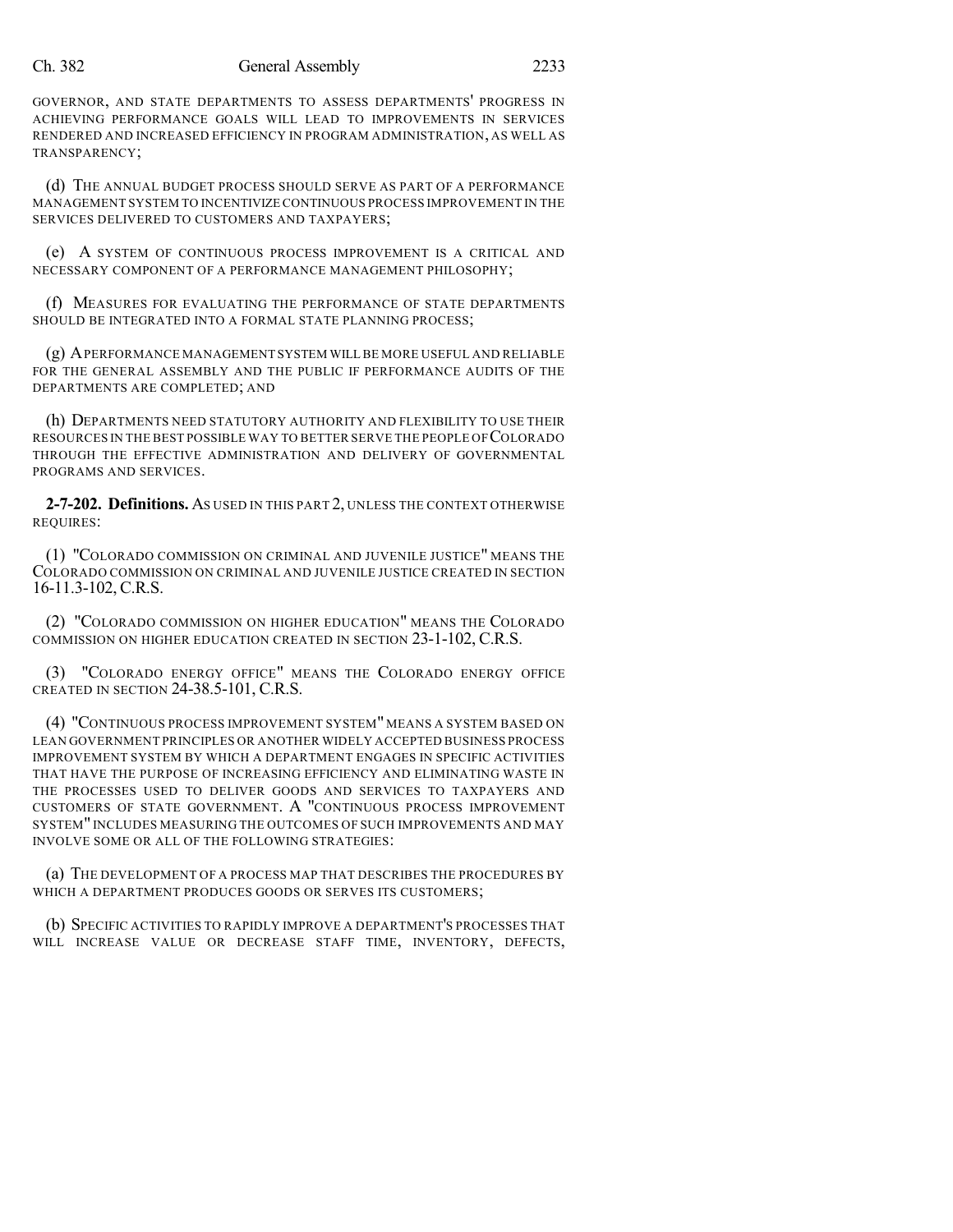GOVERNOR, AND STATE DEPARTMENTS TO ASSESS DEPARTMENTS' PROGRESS IN ACHIEVING PERFORMANCE GOALS WILL LEAD TO IMPROVEMENTS IN SERVICES RENDERED AND INCREASED EFFICIENCY IN PROGRAM ADMINISTRATION, AS WELL AS TRANSPARENCY;

(d) THE ANNUAL BUDGET PROCESS SHOULD SERVE AS PART OF A PERFORMANCE MANAGEMENT SYSTEM TO INCENTIVIZE CONTINUOUS PROCESS IMPROVEMENT IN THE SERVICES DELIVERED TO CUSTOMERS AND TAXPAYERS;

(e) A SYSTEM OF CONTINUOUS PROCESS IMPROVEMENT IS A CRITICAL AND NECESSARY COMPONENT OF A PERFORMANCE MANAGEMENT PHILOSOPHY;

(f) MEASURES FOR EVALUATING THE PERFORMANCE OF STATE DEPARTMENTS SHOULD BE INTEGRATED INTO A FORMAL STATE PLANNING PROCESS;

(g) A PERFORMANCE MANAGEMENT SYSTEM WILL BE MORE USEFUL AND RELIABLE FOR THE GENERAL ASSEMBLY AND THE PUBLIC IF PERFORMANCE AUDITS OF THE DEPARTMENTS ARE COMPLETED; AND

(h) DEPARTMENTS NEED STATUTORY AUTHORITY AND FLEXIBILITY TO USE THEIR RESOURCES IN THE BEST POSSIBLE WAY TO BETTER SERVE THE PEOPLE OF COLORADO THROUGH THE EFFECTIVE ADMINISTRATION AND DELIVERY OF GOVERNMENTAL PROGRAMS AND SERVICES.

**2-7-202. Definitions.** AS USED IN THIS PART 2, UNLESS THE CONTEXT OTHERWISE REQUIRES:

(1) "COLORADO COMMISSION ON CRIMINAL AND JUVENILE JUSTICE" MEANS THE COLORADO COMMISSION ON CRIMINAL AND JUVENILE JUSTICE CREATED IN SECTION 16-11.3-102, C.R.S.

(2) "COLORADO COMMISSION ON HIGHER EDUCATION" MEANS THE COLORADO COMMISSION ON HIGHER EDUCATION CREATED IN SECTION 23-1-102, C.R.S.

(3) "COLORADO ENERGY OFFICE" MEANS THE COLORADO ENERGY OFFICE CREATED IN SECTION 24-38.5-101, C.R.S.

(4) "CONTINUOUS PROCESS IMPROVEMENT SYSTEM" MEANS A SYSTEM BASED ON LEAN GOVERNMENT PRINCIPLES OR ANOTHER WIDELY ACCEPTED BUSINESS PROCESS IMPROVEMENT SYSTEM BY WHICH A DEPARTMENT ENGAGES IN SPECIFIC ACTIVITIES THAT HAVE THE PURPOSE OF INCREASING EFFICIENCY AND ELIMINATING WASTE IN THE PROCESSES USED TO DELIVER GOODS AND SERVICES TO TAXPAYERS AND CUSTOMERS OF STATE GOVERNMENT. A "CONTINUOUS PROCESS IMPROVEMENT SYSTEM" INCLUDES MEASURING THE OUTCOMES OF SUCH IMPROVEMENTS AND MAY INVOLVE SOME OR ALL OF THE FOLLOWING STRATEGIES:

(a) THE DEVELOPMENT OF A PROCESS MAP THAT DESCRIBES THE PROCEDURES BY WHICH A DEPARTMENT PRODUCES GOODS OR SERVES ITS CUSTOMERS;

(b) SPECIFIC ACTIVITIES TO RAPIDLY IMPROVE A DEPARTMENT'S PROCESSES THAT WILL INCREASE VALUE OR DECREASE STAFF TIME, INVENTORY, DEFECTS,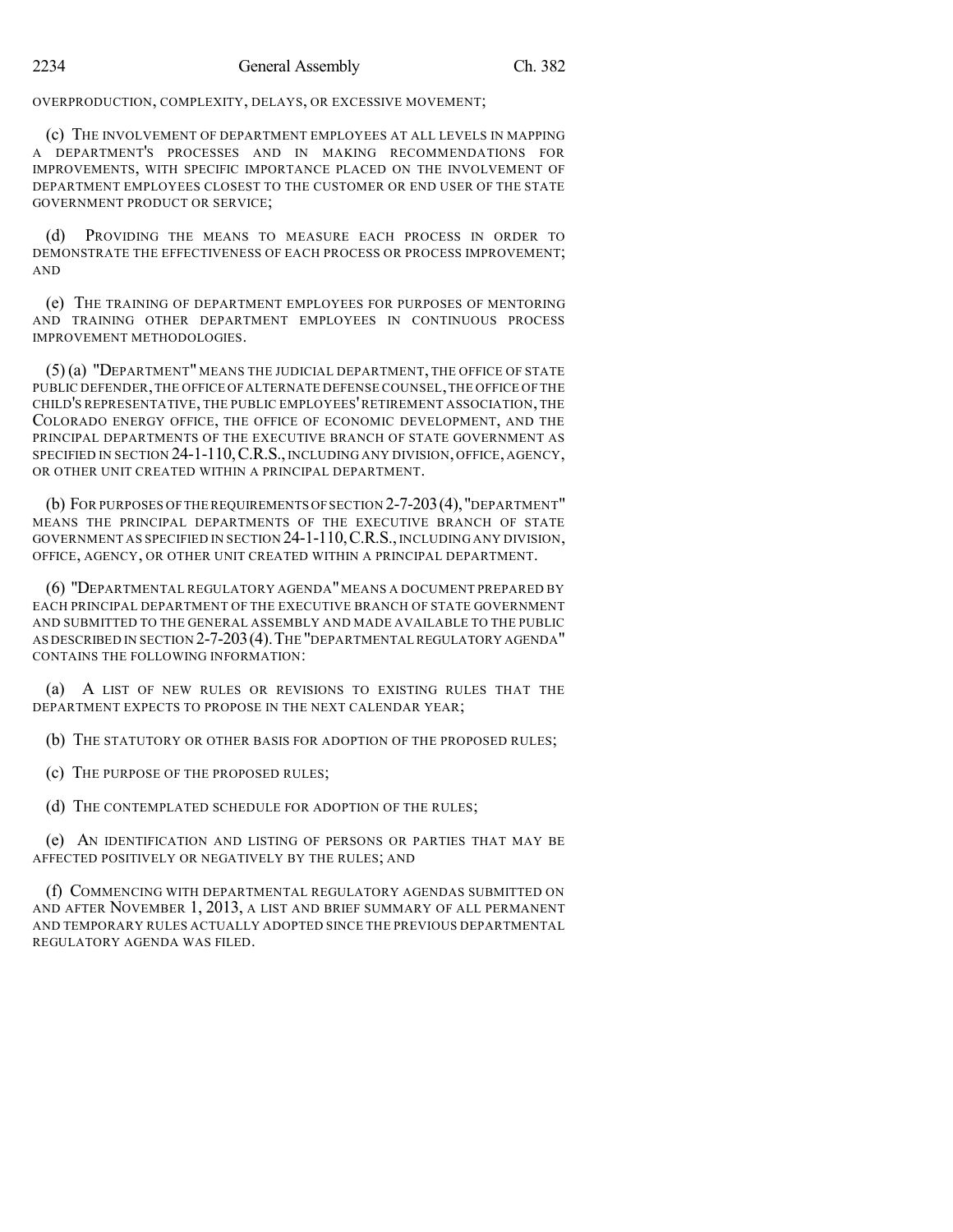OVERPRODUCTION, COMPLEXITY, DELAYS, OR EXCESSIVE MOVEMENT;

(c) THE INVOLVEMENT OF DEPARTMENT EMPLOYEES AT ALL LEVELS IN MAPPING A DEPARTMENT'S PROCESSES AND IN MAKING RECOMMENDATIONS FOR IMPROVEMENTS, WITH SPECIFIC IMPORTANCE PLACED ON THE INVOLVEMENT OF DEPARTMENT EMPLOYEES CLOSEST TO THE CUSTOMER OR END USER OF THE STATE GOVERNMENT PRODUCT OR SERVICE;

(d) PROVIDING THE MEANS TO MEASURE EACH PROCESS IN ORDER TO DEMONSTRATE THE EFFECTIVENESS OF EACH PROCESS OR PROCESS IMPROVEMENT; AND

(e) THE TRAINING OF DEPARTMENT EMPLOYEES FOR PURPOSES OF MENTORING AND TRAINING OTHER DEPARTMENT EMPLOYEES IN CONTINUOUS PROCESS IMPROVEMENT METHODOLOGIES.

(5) (a) "DEPARTMENT" MEANS THE JUDICIAL DEPARTMENT, THE OFFICE OF STATE PUBLIC DEFENDER, THE OFFICE OF ALTERNATE DEFENSE COUNSEL, THE OFFICE OF THE CHILD'S REPRESENTATIVE, THE PUBLIC EMPLOYEES' RETIREMENT ASSOCIATION, THE COLORADO ENERGY OFFICE, THE OFFICE OF ECONOMIC DEVELOPMENT, AND THE PRINCIPAL DEPARTMENTS OF THE EXECUTIVE BRANCH OF STATE GOVERNMENT AS SPECIFIED IN SECTION 24-1-110, C.R.S., INCLUDING ANY DIVISION, OFFICE, AGENCY, OR OTHER UNIT CREATED WITHIN A PRINCIPAL DEPARTMENT.

(b) FOR PURPOSES OF THE REQUIREMENTS OF SECTION 2-7-203 (4), "DEPARTMENT" MEANS THE PRINCIPAL DEPARTMENTS OF THE EXECUTIVE BRANCH OF STATE GOVERNMENT AS SPECIFIED IN SECTION 24-1-110, C.R.S., INCLUDING ANY DIVISION, OFFICE, AGENCY, OR OTHER UNIT CREATED WITHIN A PRINCIPAL DEPARTMENT.

(6) "DEPARTMENTAL REGULATORY AGENDA" MEANS A DOCUMENT PREPARED BY EACH PRINCIPAL DEPARTMENT OF THE EXECUTIVE BRANCH OF STATE GOVERNMENT AND SUBMITTED TO THE GENERAL ASSEMBLY AND MADE AVAILABLE TO THE PUBLIC AS DESCRIBED IN SECTION 2-7-203 (4). THE "DEPARTMENTAL REGULATORY AGENDA" CONTAINS THE FOLLOWING INFORMATION:

(a) A LIST OF NEW RULES OR REVISIONS TO EXISTING RULES THAT THE DEPARTMENT EXPECTS TO PROPOSE IN THE NEXT CALENDAR YEAR;

(b) THE STATUTORY OR OTHER BASIS FOR ADOPTION OF THE PROPOSED RULES;

(c) THE PURPOSE OF THE PROPOSED RULES;

(d) THE CONTEMPLATED SCHEDULE FOR ADOPTION OF THE RULES;

(e) AN IDENTIFICATION AND LISTING OF PERSONS OR PARTIES THAT MAY BE AFFECTED POSITIVELY OR NEGATIVELY BY THE RULES; AND

(f) COMMENCING WITH DEPARTMENTAL REGULATORY AGENDAS SUBMITTED ON AND AFTER NOVEMBER 1, 2013, A LIST AND BRIEF SUMMARY OF ALL PERMANENT AND TEMPORARY RULES ACTUALLY ADOPTED SINCE THE PREVIOUS DEPARTMENTAL REGULATORY AGENDA WAS FILED.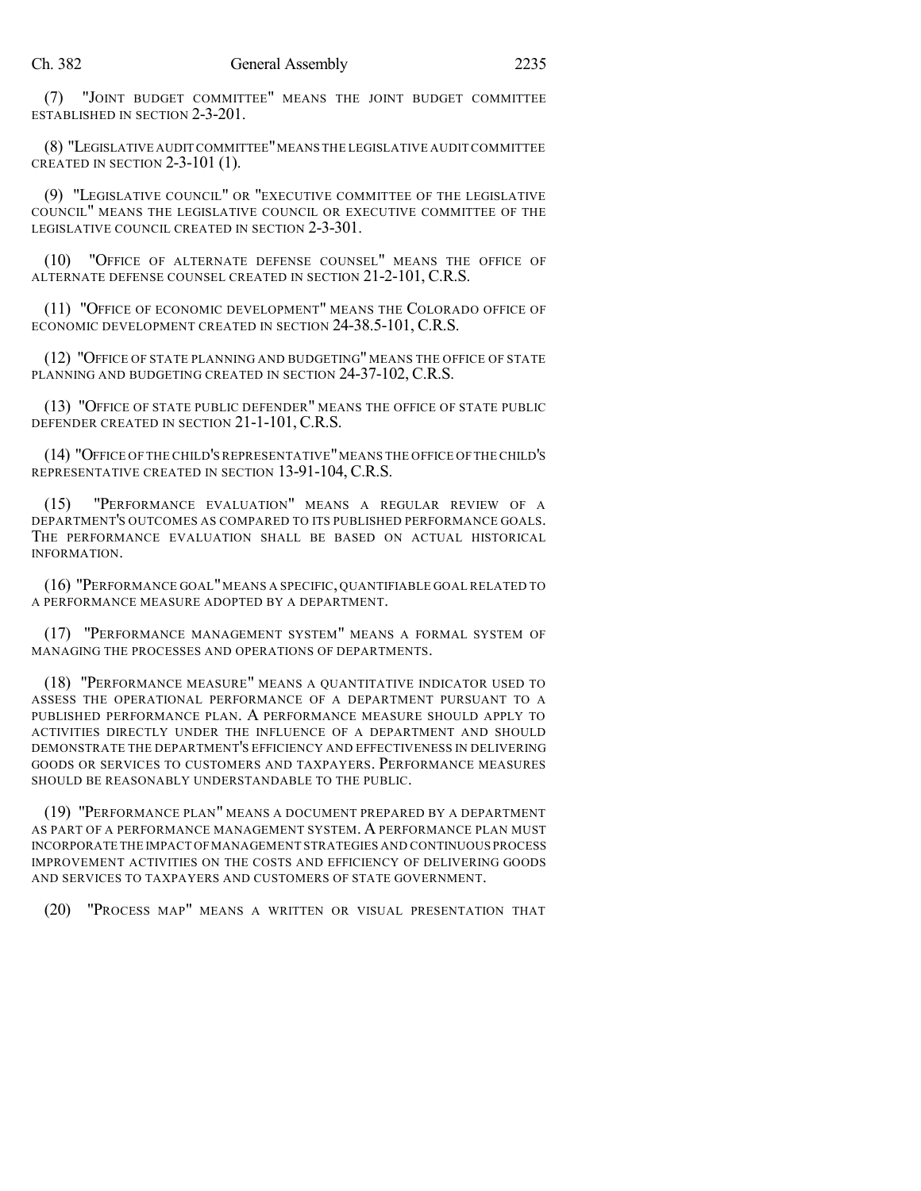(7) "JOINT BUDGET COMMITTEE" MEANS THE JOINT BUDGET COMMITTEE ESTABLISHED IN SECTION 2-3-201.

(8) "LEGISLATIVE AUDIT COMMITTEE" MEANS THE LEGISLATIVE AUDIT COMMITTEE CREATED IN SECTION 2-3-101 (1).

(9) "LEGISLATIVE COUNCIL" OR "EXECUTIVE COMMITTEE OF THE LEGISLATIVE COUNCIL" MEANS THE LEGISLATIVE COUNCIL OR EXECUTIVE COMMITTEE OF THE LEGISLATIVE COUNCIL CREATED IN SECTION 2-3-301.

(10) "OFFICE OF ALTERNATE DEFENSE COUNSEL" MEANS THE OFFICE OF ALTERNATE DEFENSE COUNSEL CREATED IN SECTION 21-2-101, C.R.S.

(11) "OFFICE OF ECONOMIC DEVELOPMENT" MEANS THE COLORADO OFFICE OF ECONOMIC DEVELOPMENT CREATED IN SECTION 24-38.5-101, C.R.S.

(12) "OFFICE OF STATE PLANNING AND BUDGETING" MEANS THE OFFICE OF STATE PLANNING AND BUDGETING CREATED IN SECTION 24-37-102, C.R.S.

(13) "OFFICE OF STATE PUBLIC DEFENDER" MEANS THE OFFICE OF STATE PUBLIC DEFENDER CREATED IN SECTION 21-1-101, C.R.S.

(14) "OFFICE OF THE CHILD'S REPRESENTATIVE" MEANS THE OFFICE OF THE CHILD'S REPRESENTATIVE CREATED IN SECTION 13-91-104, C.R.S.

(15) "PERFORMANCE EVALUATION" MEANS A REGULAR REVIEW OF A DEPARTMENT'S OUTCOMES AS COMPARED TO ITS PUBLISHED PERFORMANCE GOALS. THE PERFORMANCE EVALUATION SHALL BE BASED ON ACTUAL HISTORICAL INFORMATION.

(16) "PERFORMANCE GOAL" MEANS A SPECIFIC, QUANTIFIABLE GOAL RELATED TO A PERFORMANCE MEASURE ADOPTED BY A DEPARTMENT.

(17) "PERFORMANCE MANAGEMENT SYSTEM" MEANS A FORMAL SYSTEM OF MANAGING THE PROCESSES AND OPERATIONS OF DEPARTMENTS.

(18) "PERFORMANCE MEASURE" MEANS A QUANTITATIVE INDICATOR USED TO ASSESS THE OPERATIONAL PERFORMANCE OF A DEPARTMENT PURSUANT TO A PUBLISHED PERFORMANCE PLAN. A PERFORMANCE MEASURE SHOULD APPLY TO ACTIVITIES DIRECTLY UNDER THE INFLUENCE OF A DEPARTMENT AND SHOULD DEMONSTRATE THE DEPARTMENT'S EFFICIENCY AND EFFECTIVENESS IN DELIVERING GOODS OR SERVICES TO CUSTOMERS AND TAXPAYERS. PERFORMANCE MEASURES SHOULD BE REASONABLY UNDERSTANDABLE TO THE PUBLIC.

(19) "PERFORMANCE PLAN" MEANS A DOCUMENT PREPARED BY A DEPARTMENT AS PART OF A PERFORMANCE MANAGEMENT SYSTEM. A PERFORMANCE PLAN MUST INCORPORATE THE IMPACT OF MANAGEMENT STRATEGIES AND CONTINUOUS PROCESS IMPROVEMENT ACTIVITIES ON THE COSTS AND EFFICIENCY OF DELIVERING GOODS AND SERVICES TO TAXPAYERS AND CUSTOMERS OF STATE GOVERNMENT.

(20) "PROCESS MAP" MEANS A WRITTEN OR VISUAL PRESENTATION THAT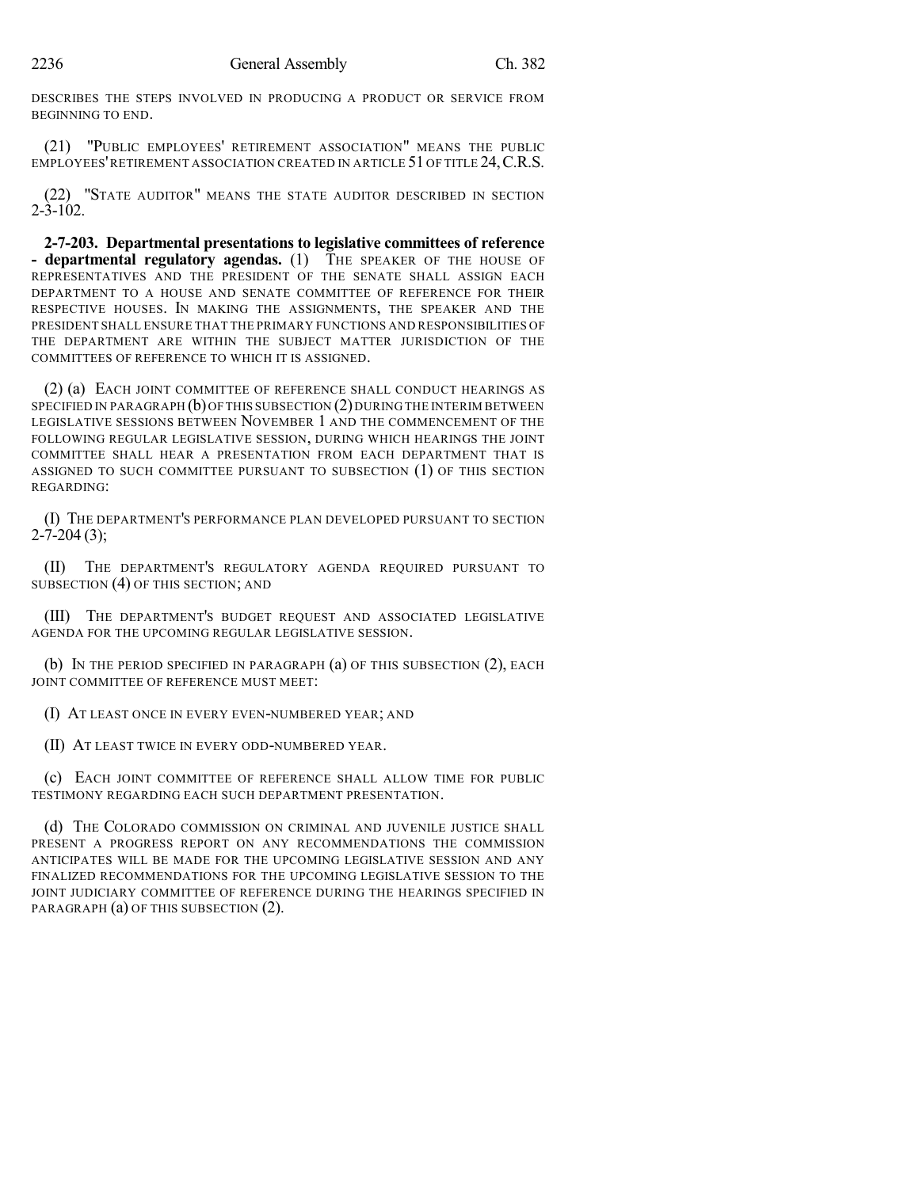DESCRIBES THE STEPS INVOLVED IN PRODUCING A PRODUCT OR SERVICE FROM BEGINNING TO END.

(21) "PUBLIC EMPLOYEES' RETIREMENT ASSOCIATION" MEANS THE PUBLIC EMPLOYEES' RETIREMENT ASSOCIATION CREATED IN ARTICLE 51 OF TITLE 24, C.R.S.

(22) "STATE AUDITOR" MEANS THE STATE AUDITOR DESCRIBED IN SECTION 2-3-102.

**2-7-203. Departmental presentations to legislative committees of reference - departmental regulatory agendas.** (1) THE SPEAKER OF THE HOUSE OF REPRESENTATIVES AND THE PRESIDENT OF THE SENATE SHALL ASSIGN EACH DEPARTMENT TO A HOUSE AND SENATE COMMITTEE OF REFERENCE FOR THEIR RESPECTIVE HOUSES. IN MAKING THE ASSIGNMENTS, THE SPEAKER AND THE PRESIDENT SHALL ENSURE THAT THE PRIMARY FUNCTIONS AND RESPONSIBILITIES OF THE DEPARTMENT ARE WITHIN THE SUBJECT MATTER JURISDICTION OF THE COMMITTEES OF REFERENCE TO WHICH IT IS ASSIGNED.

(2) (a) EACH JOINT COMMITTEE OF REFERENCE SHALL CONDUCT HEARINGS AS SPECIFIED IN PARAGRAPH (b) OF THIS SUBSECTION (2) DURING THE INTERIM BETWEEN LEGISLATIVE SESSIONS BETWEEN NOVEMBER 1 AND THE COMMENCEMENT OF THE FOLLOWING REGULAR LEGISLATIVE SESSION, DURING WHICH HEARINGS THE JOINT COMMITTEE SHALL HEAR A PRESENTATION FROM EACH DEPARTMENT THAT IS ASSIGNED TO SUCH COMMITTEE PURSUANT TO SUBSECTION (1) OF THIS SECTION REGARDING:

(I) THE DEPARTMENT'S PERFORMANCE PLAN DEVELOPED PURSUANT TO SECTION 2-7-204 (3);

(II) THE DEPARTMENT'S REGULATORY AGENDA REQUIRED PURSUANT TO SUBSECTION (4) OF THIS SECTION; AND

(III) THE DEPARTMENT'S BUDGET REQUEST AND ASSOCIATED LEGISLATIVE AGENDA FOR THE UPCOMING REGULAR LEGISLATIVE SESSION.

(b) IN THE PERIOD SPECIFIED IN PARAGRAPH (a) OF THIS SUBSECTION (2), EACH JOINT COMMITTEE OF REFERENCE MUST MEET:

(I) AT LEAST ONCE IN EVERY EVEN-NUMBERED YEAR; AND

(II) AT LEAST TWICE IN EVERY ODD-NUMBERED YEAR.

(c) EACH JOINT COMMITTEE OF REFERENCE SHALL ALLOW TIME FOR PUBLIC TESTIMONY REGARDING EACH SUCH DEPARTMENT PRESENTATION.

(d) THE COLORADO COMMISSION ON CRIMINAL AND JUVENILE JUSTICE SHALL PRESENT A PROGRESS REPORT ON ANY RECOMMENDATIONS THE COMMISSION ANTICIPATES WILL BE MADE FOR THE UPCOMING LEGISLATIVE SESSION AND ANY FINALIZED RECOMMENDATIONS FOR THE UPCOMING LEGISLATIVE SESSION TO THE JOINT JUDICIARY COMMITTEE OF REFERENCE DURING THE HEARINGS SPECIFIED IN PARAGRAPH (a) OF THIS SUBSECTION (2).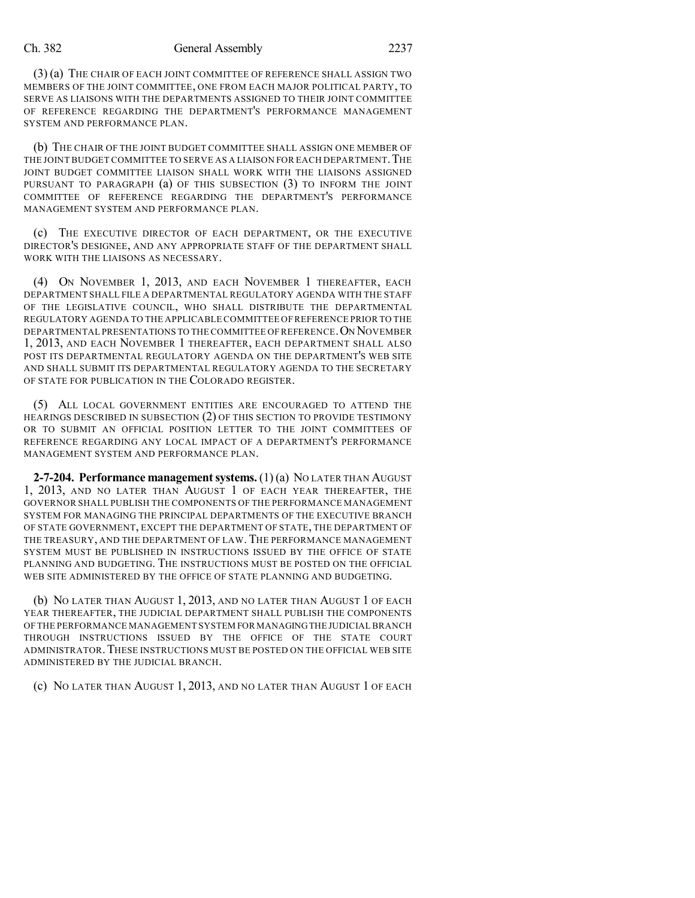(3) (a) THE CHAIR OF EACH JOINT COMMITTEE OF REFERENCE SHALL ASSIGN TWO MEMBERS OF THE JOINT COMMITTEE, ONE FROM EACH MAJOR POLITICAL PARTY, TO SERVE AS LIAISONS WITH THE DEPARTMENTS ASSIGNED TO THEIR JOINT COMMITTEE OF REFERENCE REGARDING THE DEPARTMENT'S PERFORMANCE MANAGEMENT SYSTEM AND PERFORMANCE PLAN.

(b) THE CHAIR OF THE JOINT BUDGET COMMITTEE SHALL ASSIGN ONE MEMBER OF THE JOINT BUDGET COMMITTEE TO SERVE AS A LIAISON FOR EACH DEPARTMENT. THE JOINT BUDGET COMMITTEE LIAISON SHALL WORK WITH THE LIAISONS ASSIGNED PURSUANT TO PARAGRAPH (a) OF THIS SUBSECTION (3) TO INFORM THE JOINT COMMITTEE OF REFERENCE REGARDING THE DEPARTMENT'S PERFORMANCE MANAGEMENT SYSTEM AND PERFORMANCE PLAN.

(c) THE EXECUTIVE DIRECTOR OF EACH DEPARTMENT, OR THE EXECUTIVE DIRECTOR'S DESIGNEE, AND ANY APPROPRIATE STAFF OF THE DEPARTMENT SHALL WORK WITH THE LIAISONS AS NECESSARY.

(4) ON NOVEMBER 1, 2013, AND EACH NOVEMBER 1 THEREAFTER, EACH DEPARTMENT SHALL FILE A DEPARTMENTAL REGULATORY AGENDA WITH THE STAFF OF THE LEGISLATIVE COUNCIL, WHO SHALL DISTRIBUTE THE DEPARTMENTAL REGULATORY AGENDA TO THE APPLICABLE COMMITTEE OF REFERENCE PRIOR TO THE DEPARTMENTAL PRESENTATIONS TO THE COMMITTEE OF REFERENCE. ON NOVEMBER 1, 2013, AND EACH NOVEMBER 1 THEREAFTER, EACH DEPARTMENT SHALL ALSO POST ITS DEPARTMENTAL REGULATORY AGENDA ON THE DEPARTMENT'S WEB SITE AND SHALL SUBMIT ITS DEPARTMENTAL REGULATORY AGENDA TO THE SECRETARY OF STATE FOR PUBLICATION IN THE COLORADO REGISTER.

(5) ALL LOCAL GOVERNMENT ENTITIES ARE ENCOURAGED TO ATTEND THE HEARINGS DESCRIBED IN SUBSECTION (2) OF THIS SECTION TO PROVIDE TESTIMONY OR TO SUBMIT AN OFFICIAL POSITION LETTER TO THE JOINT COMMITTEES OF REFERENCE REGARDING ANY LOCAL IMPACT OF A DEPARTMENT'S PERFORMANCE MANAGEMENT SYSTEM AND PERFORMANCE PLAN.

**2-7-204. Performance management systems.** (1) (a) NO LATER THAN AUGUST 1, 2013, AND NO LATER THAN AUGUST 1 OF EACH YEAR THEREAFTER, THE GOVERNOR SHALL PUBLISH THE COMPONENTS OF THE PERFORMANCE MANAGEMENT SYSTEM FOR MANAGING THE PRINCIPAL DEPARTMENTS OF THE EXECUTIVE BRANCH OF STATE GOVERNMENT, EXCEPT THE DEPARTMENT OF STATE, THE DEPARTMENT OF THE TREASURY, AND THE DEPARTMENT OF LAW. THE PERFORMANCE MANAGEMENT SYSTEM MUST BE PUBLISHED IN INSTRUCTIONS ISSUED BY THE OFFICE OF STATE PLANNING AND BUDGETING. THE INSTRUCTIONS MUST BE POSTED ON THE OFFICIAL WEB SITE ADMINISTERED BY THE OFFICE OF STATE PLANNING AND BUDGETING.

(b) NO LATER THAN AUGUST 1, 2013, AND NO LATER THAN AUGUST 1 OF EACH YEAR THEREAFTER, THE JUDICIAL DEPARTMENT SHALL PUBLISH THE COMPONENTS OF THE PERFORMANCE MANAGEMENT SYSTEM FOR MANAGING THE JUDICIAL BRANCH THROUGH INSTRUCTIONS ISSUED BY THE OFFICE OF THE STATE COURT ADMINISTRATOR. THESE INSTRUCTIONS MUST BE POSTED ON THE OFFICIAL WEB SITE ADMINISTERED BY THE JUDICIAL BRANCH.

(c) NO LATER THAN AUGUST 1, 2013, AND NO LATER THAN AUGUST 1 OF EACH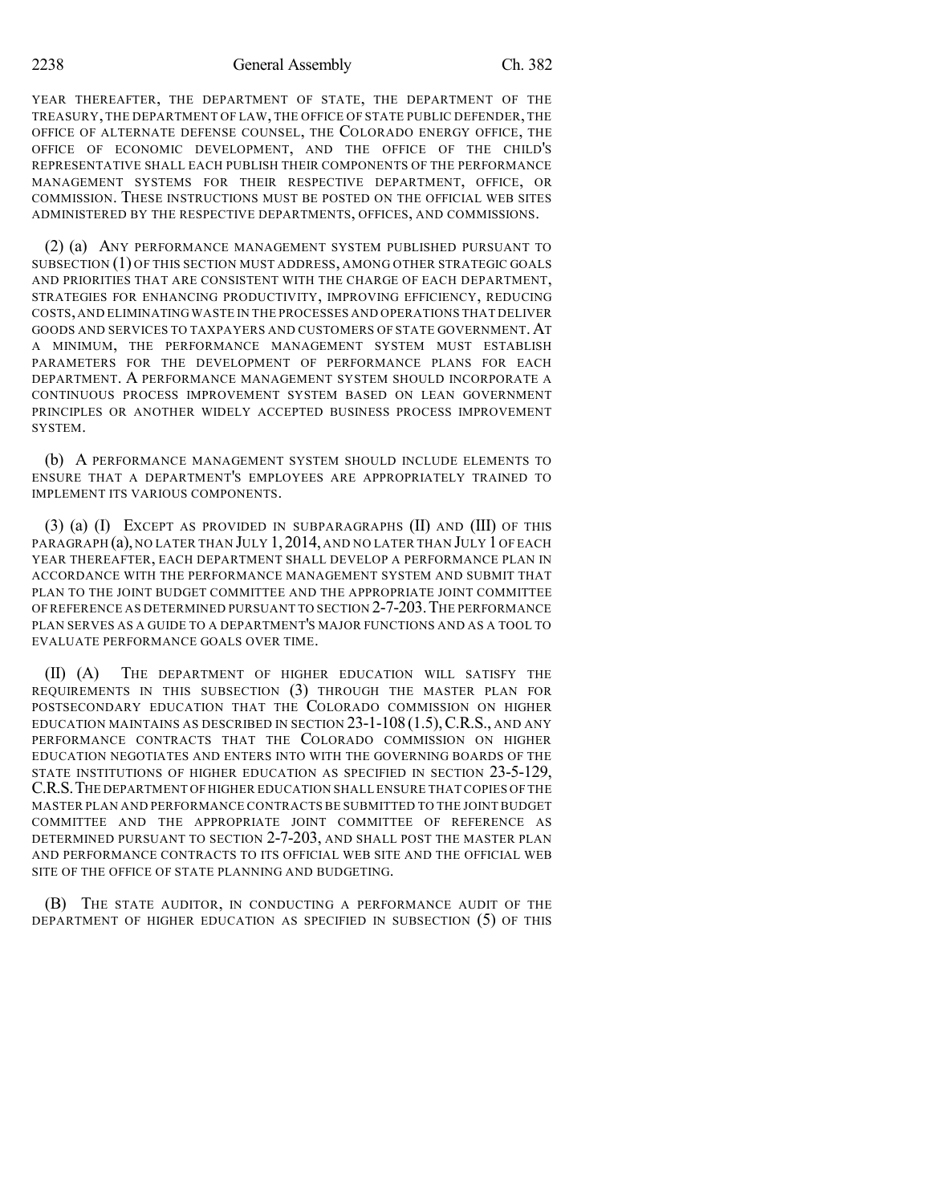YEAR THEREAFTER, THE DEPARTMENT OF STATE, THE DEPARTMENT OF THE TREASURY, THE DEPARTMENT OF LAW, THE OFFICE OF STATE PUBLIC DEFENDER, THE OFFICE OF ALTERNATE DEFENSE COUNSEL, THE COLORADO ENERGY OFFICE, THE OFFICE OF ECONOMIC DEVELOPMENT, AND THE OFFICE OF THE CHILD'S REPRESENTATIVE SHALL EACH PUBLISH THEIR COMPONENTS OF THE PERFORMANCE MANAGEMENT SYSTEMS FOR THEIR RESPECTIVE DEPARTMENT, OFFICE, OR COMMISSION. THESE INSTRUCTIONS MUST BE POSTED ON THE OFFICIAL WEB SITES ADMINISTERED BY THE RESPECTIVE DEPARTMENTS, OFFICES, AND COMMISSIONS.

(2) (a) ANY PERFORMANCE MANAGEMENT SYSTEM PUBLISHED PURSUANT TO SUBSECTION (1) OF THIS SECTION MUST ADDRESS, AMONG OTHER STRATEGIC GOALS AND PRIORITIES THAT ARE CONSISTENT WITH THE CHARGE OF EACH DEPARTMENT, STRATEGIES FOR ENHANCING PRODUCTIVITY, IMPROVING EFFICIENCY, REDUCING COSTS, AND ELIMINATING WASTE IN THE PROCESSES AND OPERATIONS THAT DELIVER GOODS AND SERVICES TO TAXPAYERS AND CUSTOMERS OF STATE GOVERNMENT. AT A MINIMUM, THE PERFORMANCE MANAGEMENT SYSTEM MUST ESTABLISH PARAMETERS FOR THE DEVELOPMENT OF PERFORMANCE PLANS FOR EACH DEPARTMENT. A PERFORMANCE MANAGEMENT SYSTEM SHOULD INCORPORATE A CONTINUOUS PROCESS IMPROVEMENT SYSTEM BASED ON LEAN GOVERNMENT PRINCIPLES OR ANOTHER WIDELY ACCEPTED BUSINESS PROCESS IMPROVEMENT SYSTEM.

(b) A PERFORMANCE MANAGEMENT SYSTEM SHOULD INCLUDE ELEMENTS TO ENSURE THAT A DEPARTMENT'S EMPLOYEES ARE APPROPRIATELY TRAINED TO IMPLEMENT ITS VARIOUS COMPONENTS.

(3) (a) (I) EXCEPT AS PROVIDED IN SUBPARAGRAPHS (II) AND (III) OF THIS PARAGRAPH (a), NO LATER THAN JULY 1, 2014, AND NO LATER THAN JULY 1 OF EACH YEAR THEREAFTER, EACH DEPARTMENT SHALL DEVELOP A PERFORMANCE PLAN IN ACCORDANCE WITH THE PERFORMANCE MANAGEMENT SYSTEM AND SUBMIT THAT PLAN TO THE JOINT BUDGET COMMITTEE AND THE APPROPRIATE JOINT COMMITTEE OF REFERENCE AS DETERMINED PURSUANT TO SECTION 2-7-203. THE PERFORMANCE PLAN SERVES AS A GUIDE TO A DEPARTMENT'S MAJOR FUNCTIONS AND AS A TOOL TO EVALUATE PERFORMANCE GOALS OVER TIME.

(II) (A) THE DEPARTMENT OF HIGHER EDUCATION WILL SATISFY THE REQUIREMENTS IN THIS SUBSECTION (3) THROUGH THE MASTER PLAN FOR POSTSECONDARY EDUCATION THAT THE COLORADO COMMISSION ON HIGHER EDUCATION MAINTAINS AS DESCRIBED IN SECTION 23-1-108 (1.5), C.R.S., AND ANY PERFORMANCE CONTRACTS THAT THE COLORADO COMMISSION ON HIGHER EDUCATION NEGOTIATES AND ENTERS INTO WITH THE GOVERNING BOARDS OF THE STATE INSTITUTIONS OF HIGHER EDUCATION AS SPECIFIED IN SECTION 23-5-129, C.R.S. THE DEPARTMENT OF HIGHER EDUCATION SHALL ENSURE THAT COPIES OF THE MASTER PLAN AND PERFORMANCE CONTRACTS BE SUBMITTED TO THE JOINT BUDGET COMMITTEE AND THE APPROPRIATE JOINT COMMITTEE OF REFERENCE AS DETERMINED PURSUANT TO SECTION 2-7-203, AND SHALL POST THE MASTER PLAN AND PERFORMANCE CONTRACTS TO ITS OFFICIAL WEB SITE AND THE OFFICIAL WEB SITE OF THE OFFICE OF STATE PLANNING AND BUDGETING.

(B) THE STATE AUDITOR, IN CONDUCTING A PERFORMANCE AUDIT OF THE DEPARTMENT OF HIGHER EDUCATION AS SPECIFIED IN SUBSECTION (5) OF THIS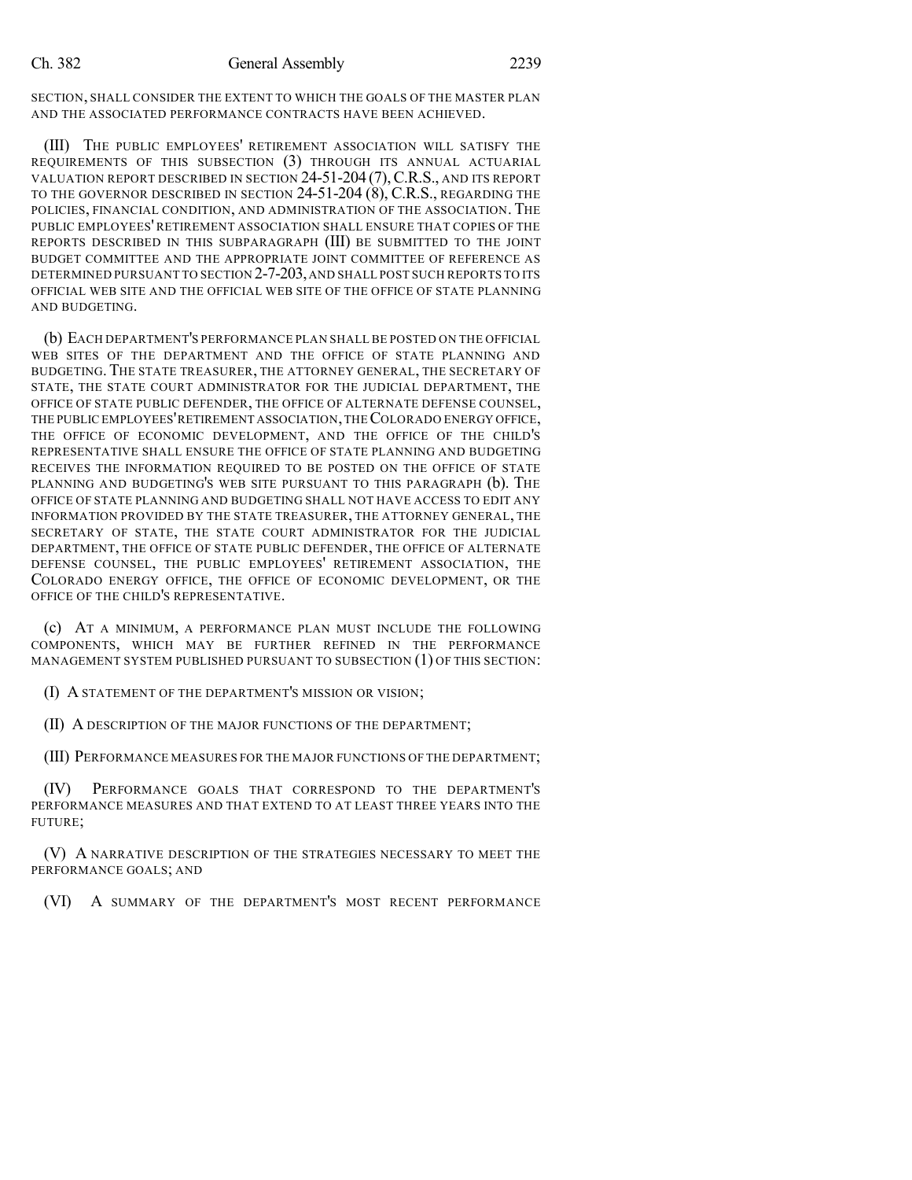SECTION, SHALL CONSIDER THE EXTENT TO WHICH THE GOALS OF THE MASTER PLAN AND THE ASSOCIATED PERFORMANCE CONTRACTS HAVE BEEN ACHIEVED.

(III) THE PUBLIC EMPLOYEES' RETIREMENT ASSOCIATION WILL SATISFY THE REQUIREMENTS OF THIS SUBSECTION (3) THROUGH ITS ANNUAL ACTUARIAL VALUATION REPORT DESCRIBED IN SECTION 24-51-204 (7), C.R.S., AND ITS REPORT TO THE GOVERNOR DESCRIBED IN SECTION 24-51-204 (8), C.R.S., REGARDING THE POLICIES, FINANCIAL CONDITION, AND ADMINISTRATION OF THE ASSOCIATION. THE PUBLIC EMPLOYEES' RETIREMENT ASSOCIATION SHALL ENSURE THAT COPIES OF THE REPORTS DESCRIBED IN THIS SUBPARAGRAPH (III) BE SUBMITTED TO THE JOINT BUDGET COMMITTEE AND THE APPROPRIATE JOINT COMMITTEE OF REFERENCE AS DETERMINED PURSUANT TO SECTION 2-7-203, AND SHALL POST SUCH REPORTS TO ITS OFFICIAL WEB SITE AND THE OFFICIAL WEB SITE OF THE OFFICE OF STATE PLANNING AND BUDGETING.

(b) EACH DEPARTMENT'S PERFORMANCE PLAN SHALL BE POSTED ON THE OFFICIAL WEB SITES OF THE DEPARTMENT AND THE OFFICE OF STATE PLANNING AND BUDGETING. THE STATE TREASURER, THE ATTORNEY GENERAL, THE SECRETARY OF STATE, THE STATE COURT ADMINISTRATOR FOR THE JUDICIAL DEPARTMENT, THE OFFICE OF STATE PUBLIC DEFENDER, THE OFFICE OF ALTERNATE DEFENSE COUNSEL, THE PUBLIC EMPLOYEES' RETIREMENT ASSOCIATION, THE COLORADO ENERGY OFFICE, THE OFFICE OF ECONOMIC DEVELOPMENT, AND THE OFFICE OF THE CHILD'S REPRESENTATIVE SHALL ENSURE THE OFFICE OF STATE PLANNING AND BUDGETING RECEIVES THE INFORMATION REQUIRED TO BE POSTED ON THE OFFICE OF STATE PLANNING AND BUDGETING'S WEB SITE PURSUANT TO THIS PARAGRAPH (b). THE OFFICE OF STATE PLANNING AND BUDGETING SHALL NOT HAVE ACCESS TO EDIT ANY INFORMATION PROVIDED BY THE STATE TREASURER, THE ATTORNEY GENERAL, THE SECRETARY OF STATE, THE STATE COURT ADMINISTRATOR FOR THE JUDICIAL DEPARTMENT, THE OFFICE OF STATE PUBLIC DEFENDER, THE OFFICE OF ALTERNATE DEFENSE COUNSEL, THE PUBLIC EMPLOYEES' RETIREMENT ASSOCIATION, THE COLORADO ENERGY OFFICE, THE OFFICE OF ECONOMIC DEVELOPMENT, OR THE OFFICE OF THE CHILD'S REPRESENTATIVE.

(c) AT A MINIMUM, A PERFORMANCE PLAN MUST INCLUDE THE FOLLOWING COMPONENTS, WHICH MAY BE FURTHER REFINED IN THE PERFORMANCE MANAGEMENT SYSTEM PUBLISHED PURSUANT TO SUBSECTION (1) OF THIS SECTION:

(I) A STATEMENT OF THE DEPARTMENT'S MISSION OR VISION;

(II) A DESCRIPTION OF THE MAJOR FUNCTIONS OF THE DEPARTMENT;

(III) PERFORMANCE MEASURES FOR THE MAJOR FUNCTIONS OF THE DEPARTMENT;

(IV) PERFORMANCE GOALS THAT CORRESPOND TO THE DEPARTMENT'S PERFORMANCE MEASURES AND THAT EXTEND TO AT LEAST THREE YEARS INTO THE FUTURE;

(V) A NARRATIVE DESCRIPTION OF THE STRATEGIES NECESSARY TO MEET THE PERFORMANCE GOALS; AND

(VI) A SUMMARY OF THE DEPARTMENT'S MOST RECENT PERFORMANCE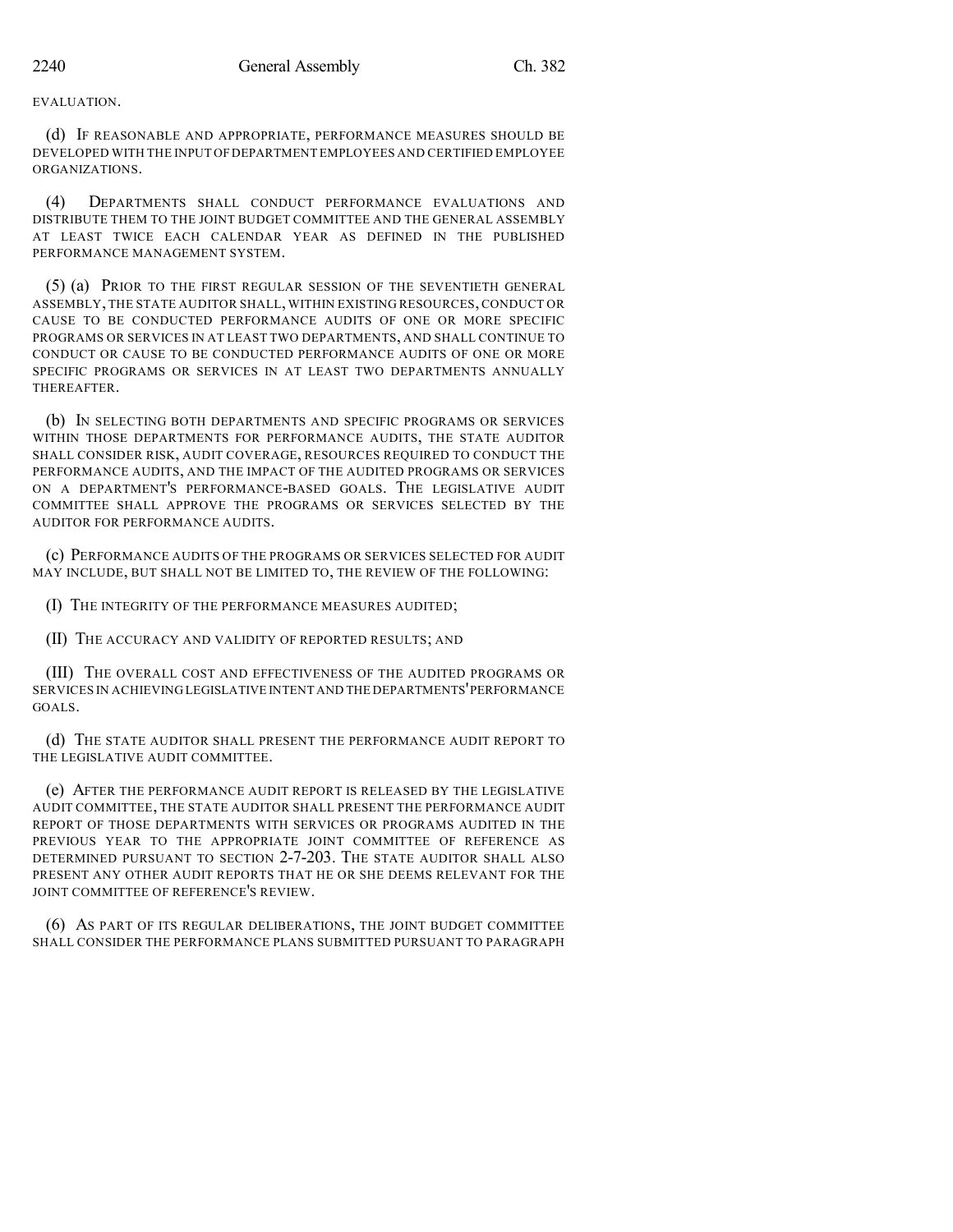EVALUATION.

(d) IF REASONABLE AND APPROPRIATE, PERFORMANCE MEASURES SHOULD BE DEVELOPED WITH THE INPUT OF DEPARTMENT EMPLOYEES AND CERTIFIED EMPLOYEE ORGANIZATIONS.

(4) DEPARTMENTS SHALL CONDUCT PERFORMANCE EVALUATIONS AND DISTRIBUTE THEM TO THE JOINT BUDGET COMMITTEE AND THE GENERAL ASSEMBLY AT LEAST TWICE EACH CALENDAR YEAR AS DEFINED IN THE PUBLISHED PERFORMANCE MANAGEMENT SYSTEM.

(5) (a) PRIOR TO THE FIRST REGULAR SESSION OF THE SEVENTIETH GENERAL ASSEMBLY, THE STATE AUDITOR SHALL, WITHIN EXISTING RESOURCES, CONDUCT OR CAUSE TO BE CONDUCTED PERFORMANCE AUDITS OF ONE OR MORE SPECIFIC PROGRAMS OR SERVICES IN AT LEAST TWO DEPARTMENTS, AND SHALL CONTINUE TO CONDUCT OR CAUSE TO BE CONDUCTED PERFORMANCE AUDITS OF ONE OR MORE SPECIFIC PROGRAMS OR SERVICES IN AT LEAST TWO DEPARTMENTS ANNUALLY THEREAFTER.

(b) IN SELECTING BOTH DEPARTMENTS AND SPECIFIC PROGRAMS OR SERVICES WITHIN THOSE DEPARTMENTS FOR PERFORMANCE AUDITS, THE STATE AUDITOR SHALL CONSIDER RISK, AUDIT COVERAGE, RESOURCES REQUIRED TO CONDUCT THE PERFORMANCE AUDITS, AND THE IMPACT OF THE AUDITED PROGRAMS OR SERVICES ON A DEPARTMENT'S PERFORMANCE-BASED GOALS. THE LEGISLATIVE AUDIT COMMITTEE SHALL APPROVE THE PROGRAMS OR SERVICES SELECTED BY THE AUDITOR FOR PERFORMANCE AUDITS.

(c) PERFORMANCE AUDITS OF THE PROGRAMS OR SERVICES SELECTED FOR AUDIT MAY INCLUDE, BUT SHALL NOT BE LIMITED TO, THE REVIEW OF THE FOLLOWING:

(I) THE INTEGRITY OF THE PERFORMANCE MEASURES AUDITED;

(II) THE ACCURACY AND VALIDITY OF REPORTED RESULTS; AND

(III) THE OVERALL COST AND EFFECTIVENESS OF THE AUDITED PROGRAMS OR SERVICES IN ACHIEVING LEGISLATIVE INTENT AND THE DEPARTMENTS' PERFORMANCE GOALS.

(d) THE STATE AUDITOR SHALL PRESENT THE PERFORMANCE AUDIT REPORT TO THE LEGISLATIVE AUDIT COMMITTEE.

(e) AFTER THE PERFORMANCE AUDIT REPORT IS RELEASED BY THE LEGISLATIVE AUDIT COMMITTEE, THE STATE AUDITOR SHALL PRESENT THE PERFORMANCE AUDIT REPORT OF THOSE DEPARTMENTS WITH SERVICES OR PROGRAMS AUDITED IN THE PREVIOUS YEAR TO THE APPROPRIATE JOINT COMMITTEE OF REFERENCE AS DETERMINED PURSUANT TO SECTION 2-7-203. THE STATE AUDITOR SHALL ALSO PRESENT ANY OTHER AUDIT REPORTS THAT HE OR SHE DEEMS RELEVANT FOR THE JOINT COMMITTEE OF REFERENCE'S REVIEW.

(6) AS PART OF ITS REGULAR DELIBERATIONS, THE JOINT BUDGET COMMITTEE SHALL CONSIDER THE PERFORMANCE PLANS SUBMITTED PURSUANT TO PARAGRAPH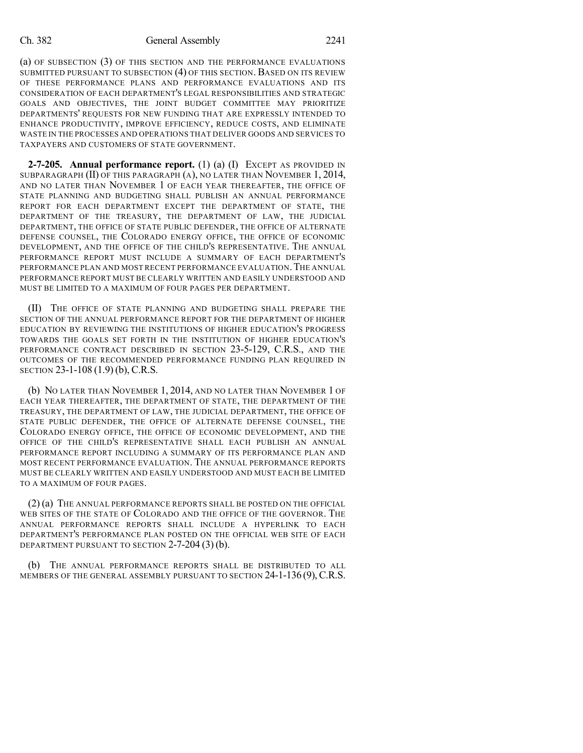(a) OF SUBSECTION (3) OF THIS SECTION AND THE PERFORMANCE EVALUATIONS SUBMITTED PURSUANT TO SUBSECTION (4) OF THIS SECTION. BASED ON ITS REVIEW OF THESE PERFORMANCE PLANS AND PERFORMANCE EVALUATIONS AND ITS CONSIDERATION OF EACH DEPARTMENT'S LEGAL RESPONSIBILITIES AND STRATEGIC GOALS AND OBJECTIVES, THE JOINT BUDGET COMMITTEE MAY PRIORITIZE DEPARTMENTS' REQUESTS FOR NEW FUNDING THAT ARE EXPRESSLY INTENDED TO ENHANCE PRODUCTIVITY, IMPROVE EFFICIENCY, REDUCE COSTS, AND ELIMINATE WASTE IN THE PROCESSES AND OPERATIONS THAT DELIVER GOODS AND SERVICES TO TAXPAYERS AND CUSTOMERS OF STATE GOVERNMENT.

**2-7-205. Annual performance report.** (1) (a) (I) EXCEPT AS PROVIDED IN SUBPARAGRAPH (II) OF THIS PARAGRAPH (a), NO LATER THAN NOVEMBER 1, 2014, AND NO LATER THAN NOVEMBER 1 OF EACH YEAR THEREAFTER, THE OFFICE OF STATE PLANNING AND BUDGETING SHALL PUBLISH AN ANNUAL PERFORMANCE REPORT FOR EACH DEPARTMENT EXCEPT THE DEPARTMENT OF STATE, THE DEPARTMENT OF THE TREASURY, THE DEPARTMENT OF LAW, THE JUDICIAL DEPARTMENT, THE OFFICE OF STATE PUBLIC DEFENDER, THE OFFICE OF ALTERNATE DEFENSE COUNSEL, THE COLORADO ENERGY OFFICE, THE OFFICE OF ECONOMIC DEVELOPMENT, AND THE OFFICE OF THE CHILD'S REPRESENTATIVE. THE ANNUAL PERFORMANCE REPORT MUST INCLUDE A SUMMARY OF EACH DEPARTMENT'S PERFORMANCE PLAN AND MOST RECENT PERFORMANCE EVALUATION. THE ANNUAL PERFORMANCE REPORT MUST BE CLEARLY WRITTEN AND EASILY UNDERSTOOD AND MUST BE LIMITED TO A MAXIMUM OF FOUR PAGES PER DEPARTMENT.

(II) THE OFFICE OF STATE PLANNING AND BUDGETING SHALL PREPARE THE SECTION OF THE ANNUAL PERFORMANCE REPORT FOR THE DEPARTMENT OF HIGHER EDUCATION BY REVIEWING THE INSTITUTIONS OF HIGHER EDUCATION'S PROGRESS TOWARDS THE GOALS SET FORTH IN THE INSTITUTION OF HIGHER EDUCATION'S PERFORMANCE CONTRACT DESCRIBED IN SECTION 23-5-129, C.R.S., AND THE OUTCOMES OF THE RECOMMENDED PERFORMANCE FUNDING PLAN REQUIRED IN SECTION 23-1-108 (1.9) (b), C.R.S.

(b) NO LATER THAN NOVEMBER 1, 2014, AND NO LATER THAN NOVEMBER 1 OF EACH YEAR THEREAFTER, THE DEPARTMENT OF STATE, THE DEPARTMENT OF THE TREASURY, THE DEPARTMENT OF LAW, THE JUDICIAL DEPARTMENT, THE OFFICE OF STATE PUBLIC DEFENDER, THE OFFICE OF ALTERNATE DEFENSE COUNSEL, THE COLORADO ENERGY OFFICE, THE OFFICE OF ECONOMIC DEVELOPMENT, AND THE OFFICE OF THE CHILD'S REPRESENTATIVE SHALL EACH PUBLISH AN ANNUAL PERFORMANCE REPORT INCLUDING A SUMMARY OF ITS PERFORMANCE PLAN AND MOST RECENT PERFORMANCE EVALUATION. THE ANNUAL PERFORMANCE REPORTS MUST BE CLEARLY WRITTEN AND EASILY UNDERSTOOD AND MUST EACH BE LIMITED TO A MAXIMUM OF FOUR PAGES.

(2) (a) THE ANNUAL PERFORMANCE REPORTS SHALL BE POSTED ON THE OFFICIAL WEB SITES OF THE STATE OF COLORADO AND THE OFFICE OF THE GOVERNOR. THE ANNUAL PERFORMANCE REPORTS SHALL INCLUDE A HYPERLINK TO EACH DEPARTMENT'S PERFORMANCE PLAN POSTED ON THE OFFICIAL WEB SITE OF EACH DEPARTMENT PURSUANT TO SECTION 2-7-204 (3) (b).

(b) THE ANNUAL PERFORMANCE REPORTS SHALL BE DISTRIBUTED TO ALL MEMBERS OF THE GENERAL ASSEMBLY PURSUANT TO SECTION 24-1-136 (9), C.R.S.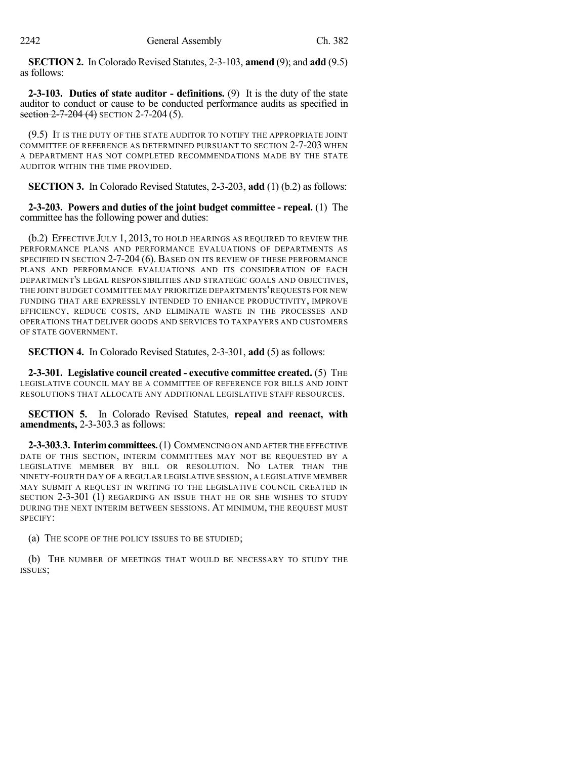**SECTION 2.** In Colorado Revised Statutes, 2-3-103, **amend** (9); and **add** (9.5) as follows:

**2-3-103. Duties of state auditor - definitions.** (9) It is the duty of the state auditor to conduct or cause to be conducted performance audits as specified in ~~section 2-7-204 (4)~~ SECTION 2-7-204 (5).

(9.5) IT IS THE DUTY OF THE STATE AUDITOR TO NOTIFY THE APPROPRIATE JOINT COMMITTEE OF REFERENCE AS DETERMINED PURSUANT TO SECTION 2-7-203 WHEN A DEPARTMENT HAS NOT COMPLETED RECOMMENDATIONS MADE BY THE STATE AUDITOR WITHIN THE TIME PROVIDED.

**SECTION 3.** In Colorado Revised Statutes, 2-3-203, **add** (1) (b.2) as follows:

**2-3-203. Powers and duties of the joint budget committee - repeal.** (1) The committee has the following power and duties:

(b.2) EFFECTIVE JULY 1, 2013, TO HOLD HEARINGS AS REQUIRED TO REVIEW THE PERFORMANCE PLANS AND PERFORMANCE EVALUATIONS OF DEPARTMENTS AS SPECIFIED IN SECTION 2-7-204 (6). BASED ON ITS REVIEW OF THESE PERFORMANCE PLANS AND PERFORMANCE EVALUATIONS AND ITS CONSIDERATION OF EACH DEPARTMENT'S LEGAL RESPONSIBILITIES AND STRATEGIC GOALS AND OBJECTIVES, THE JOINT BUDGET COMMITTEE MAY PRIORITIZE DEPARTMENTS' REQUESTS FOR NEW FUNDING THAT ARE EXPRESSLY INTENDED TO ENHANCE PRODUCTIVITY, IMPROVE EFFICIENCY, REDUCE COSTS, AND ELIMINATE WASTE IN THE PROCESSES AND OPERATIONS THAT DELIVER GOODS AND SERVICES TO TAXPAYERS AND CUSTOMERS OF STATE GOVERNMENT.

**SECTION 4.** In Colorado Revised Statutes, 2-3-301, **add** (5) as follows:

**2-3-301. Legislative council created - executive committee created.** (5) THE LEGISLATIVE COUNCIL MAY BE A COMMITTEE OF REFERENCE FOR BILLS AND JOINT RESOLUTIONS THAT ALLOCATE ANY ADDITIONAL LEGISLATIVE STAFF RESOURCES.

**SECTION 5.** In Colorado Revised Statutes, **repeal and reenact, with amendments,** 2-3-303.3 as follows:

**2-3-303.3. Interim committees.** (1) COMMENCING ON AND AFTER THE EFFECTIVE DATE OF THIS SECTION, INTERIM COMMITTEES MAY NOT BE REQUESTED BY A LEGISLATIVE MEMBER BY BILL OR RESOLUTION. NO LATER THAN THE NINETY-FOURTH DAY OF A REGULAR LEGISLATIVE SESSION, A LEGISLATIVE MEMBER MAY SUBMIT A REQUEST IN WRITING TO THE LEGISLATIVE COUNCIL CREATED IN SECTION 2-3-301 (1) REGARDING AN ISSUE THAT HE OR SHE WISHES TO STUDY DURING THE NEXT INTERIM BETWEEN SESSIONS. AT MINIMUM, THE REQUEST MUST SPECIFY:

(a) THE SCOPE OF THE POLICY ISSUES TO BE STUDIED;

(b) THE NUMBER OF MEETINGS THAT WOULD BE NECESSARY TO STUDY THE ISSUES;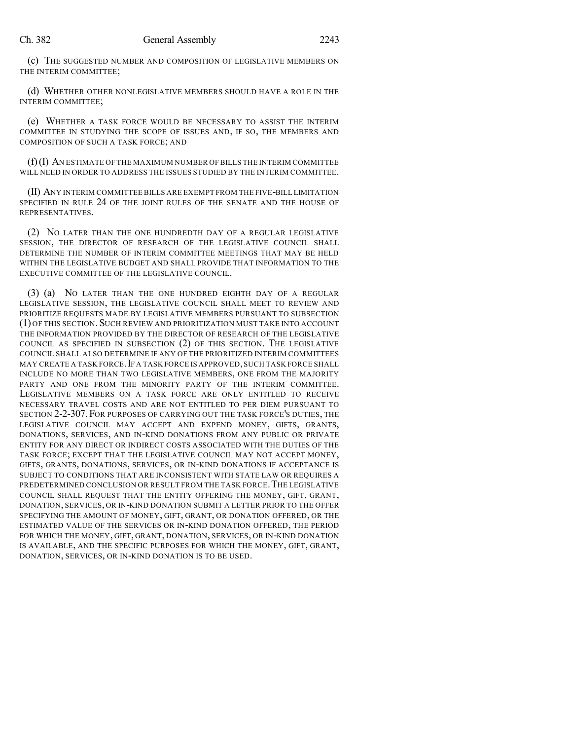(c) THE SUGGESTED NUMBER AND COMPOSITION OF LEGISLATIVE MEMBERS ON THE INTERIM COMMITTEE;

(d) WHETHER OTHER NONLEGISLATIVE MEMBERS SHOULD HAVE A ROLE IN THE INTERIM COMMITTEE;

(e) WHETHER A TASK FORCE WOULD BE NECESSARY TO ASSIST THE INTERIM COMMITTEE IN STUDYING THE SCOPE OF ISSUES AND, IF SO, THE MEMBERS AND COMPOSITION OF SUCH A TASK FORCE; AND

(f) (I) AN ESTIMATE OF THE MAXIMUM NUMBER OF BILLS THE INTERIM COMMITTEE WILL NEED IN ORDER TO ADDRESS THE ISSUES STUDIED BY THE INTERIM COMMITTEE.

(II) ANY INTERIM COMMITTEE BILLS ARE EXEMPT FROM THE FIVE-BILL LIMITATION SPECIFIED IN RULE 24 OF THE JOINT RULES OF THE SENATE AND THE HOUSE OF REPRESENTATIVES.

(2) NO LATER THAN THE ONE HUNDREDTH DAY OF A REGULAR LEGISLATIVE SESSION, THE DIRECTOR OF RESEARCH OF THE LEGISLATIVE COUNCIL SHALL DETERMINE THE NUMBER OF INTERIM COMMITTEE MEETINGS THAT MAY BE HELD WITHIN THE LEGISLATIVE BUDGET AND SHALL PROVIDE THAT INFORMATION TO THE EXECUTIVE COMMITTEE OF THE LEGISLATIVE COUNCIL.

(3) (a) NO LATER THAN THE ONE HUNDRED EIGHTH DAY OF A REGULAR LEGISLATIVE SESSION, THE LEGISLATIVE COUNCIL SHALL MEET TO REVIEW AND PRIORITIZE REQUESTS MADE BY LEGISLATIVE MEMBERS PURSUANT TO SUBSECTION (1) OF THIS SECTION. SUCH REVIEW AND PRIORITIZATION MUST TAKE INTO ACCOUNT THE INFORMATION PROVIDED BY THE DIRECTOR OF RESEARCH OF THE LEGISLATIVE COUNCIL AS SPECIFIED IN SUBSECTION (2) OF THIS SECTION. THE LEGISLATIVE COUNCIL SHALL ALSO DETERMINE IF ANY OF THE PRIORITIZED INTERIM COMMITTEES MAY CREATE A TASK FORCE. IF A TASK FORCE IS APPROVED, SUCH TASK FORCE SHALL INCLUDE NO MORE THAN TWO LEGISLATIVE MEMBERS, ONE FROM THE MAJORITY PARTY AND ONE FROM THE MINORITY PARTY OF THE INTERIM COMMITTEE. LEGISLATIVE MEMBERS ON A TASK FORCE ARE ONLY ENTITLED TO RECEIVE NECESSARY TRAVEL COSTS AND ARE NOT ENTITLED TO PER DIEM PURSUANT TO SECTION 2-2-307. FOR PURPOSES OF CARRYING OUT THE TASK FORCE'S DUTIES, THE LEGISLATIVE COUNCIL MAY ACCEPT AND EXPEND MONEY, GIFTS, GRANTS, DONATIONS, SERVICES, AND IN-KIND DONATIONS FROM ANY PUBLIC OR PRIVATE ENTITY FOR ANY DIRECT OR INDIRECT COSTS ASSOCIATED WITH THE DUTIES OF THE TASK FORCE; EXCEPT THAT THE LEGISLATIVE COUNCIL MAY NOT ACCEPT MONEY, GIFTS, GRANTS, DONATIONS, SERVICES, OR IN-KIND DONATIONS IF ACCEPTANCE IS SUBJECT TO CONDITIONS THAT ARE INCONSISTENT WITH STATE LAW OR REQUIRES A PREDETERMINED CONCLUSION OR RESULT FROM THE TASK FORCE. THE LEGISLATIVE COUNCIL SHALL REQUEST THAT THE ENTITY OFFERING THE MONEY, GIFT, GRANT, DONATION, SERVICES, OR IN-KIND DONATION SUBMIT A LETTER PRIOR TO THE OFFER SPECIFYING THE AMOUNT OF MONEY, GIFT, GRANT, OR DONATION OFFERED, OR THE ESTIMATED VALUE OF THE SERVICES OR IN-KIND DONATION OFFERED, THE PERIOD FOR WHICH THE MONEY, GIFT, GRANT, DONATION, SERVICES, OR IN-KIND DONATION IS AVAILABLE, AND THE SPECIFIC PURPOSES FOR WHICH THE MONEY, GIFT, GRANT, DONATION, SERVICES, OR IN-KIND DONATION IS TO BE USED.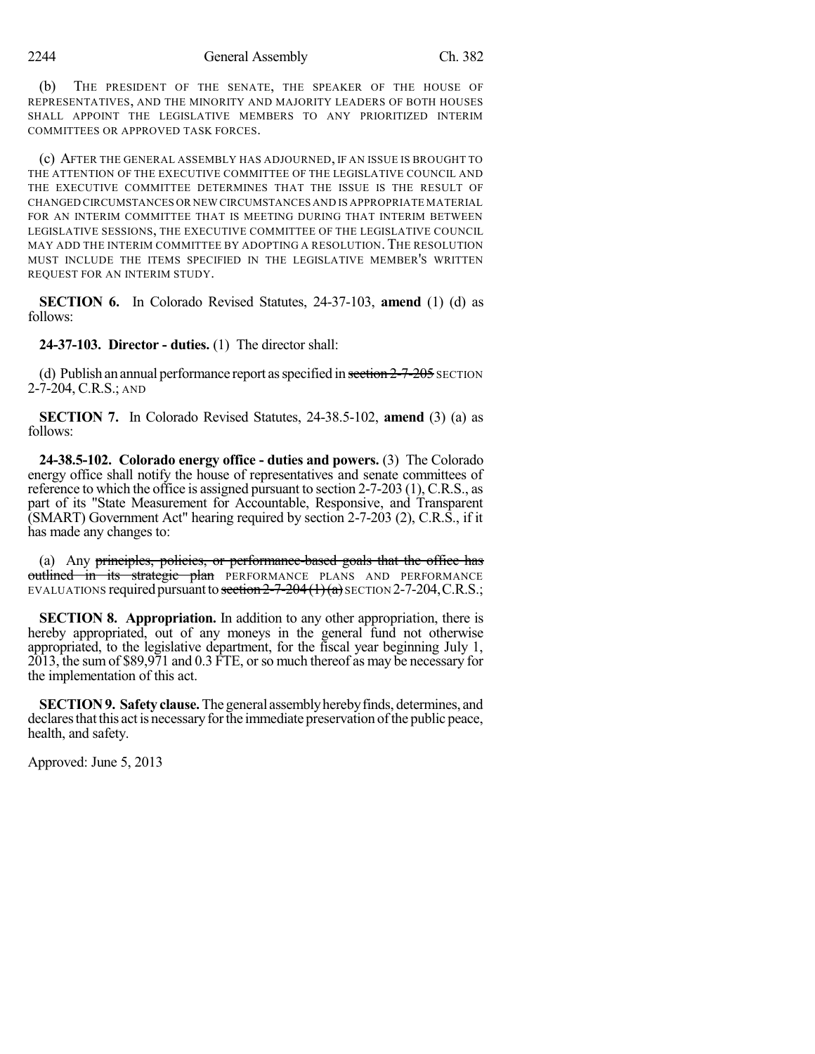(b) THE PRESIDENT OF THE SENATE, THE SPEAKER OF THE HOUSE OF REPRESENTATIVES, AND THE MINORITY AND MAJORITY LEADERS OF BOTH HOUSES SHALL APPOINT THE LEGISLATIVE MEMBERS TO ANY PRIORITIZED INTERIM COMMITTEES OR APPROVED TASK FORCES.

(c) AFTER THE GENERAL ASSEMBLY HAS ADJOURNED, IF AN ISSUE IS BROUGHT TO THE ATTENTION OF THE EXECUTIVE COMMITTEE OF THE LEGISLATIVE COUNCIL AND THE EXECUTIVE COMMITTEE DETERMINES THAT THE ISSUE IS THE RESULT OF CHANGED CIRCUMSTANCES OR NEW CIRCUMSTANCES AND IS APPROPRIATE MATERIAL FOR AN INTERIM COMMITTEE THAT IS MEETING DURING THAT INTERIM BETWEEN LEGISLATIVE SESSIONS, THE EXECUTIVE COMMITTEE OF THE LEGISLATIVE COUNCIL MAY ADD THE INTERIM COMMITTEE BY ADOPTING A RESOLUTION. THE RESOLUTION MUST INCLUDE THE ITEMS SPECIFIED IN THE LEGISLATIVE MEMBER'S WRITTEN REQUEST FOR AN INTERIM STUDY.

**SECTION 6.** In Colorado Revised Statutes, 24-37-103, **amend** (1) (d) as follows:

**24-37-103. Director - duties.** (1) The director shall:

(d) Publish an annual performance report as specified in ~~section 2-7-205~~ SECTION 2-7-204, C.R.S.; AND

**SECTION 7.** In Colorado Revised Statutes, 24-38.5-102, **amend** (3) (a) as follows:

**24-38.5-102. Colorado energy office - duties and powers.** (3) The Colorado energy office shall notify the house of representatives and senate committees of reference to which the office is assigned pursuant to section 2-7-203 (1), C.R.S., as part of its "State Measurement for Accountable, Responsive, and Transparent (SMART) Government Act" hearing required by section 2-7-203 (2), C.R.S., if it has made any changes to:

(a) Any ~~principles, policies, or performance-based goals that the office has outlined in its strategic plan~~ PERFORMANCE PLANS AND PERFORMANCE EVALUATIONS required pursuant to ~~section 2-7-204 (1) (a)~~ SECTION 2-7-204, C.R.S.;

**SECTION 8. Appropriation.** In addition to any other appropriation, there is hereby appropriated, out of any moneys in the general fund not otherwise appropriated, to the legislative department, for the fiscal year beginning July 1, 2013, the sum of $89,971 and 0.3 FTE, or so much thereof as may be necessary for the implementation of this act.

**SECTION 9. Safety clause.** The general assembly hereby finds, determines, and declares that this act is necessary for the immediate preservation of the public peace, health, and safety.

Approved: June 5, 2013